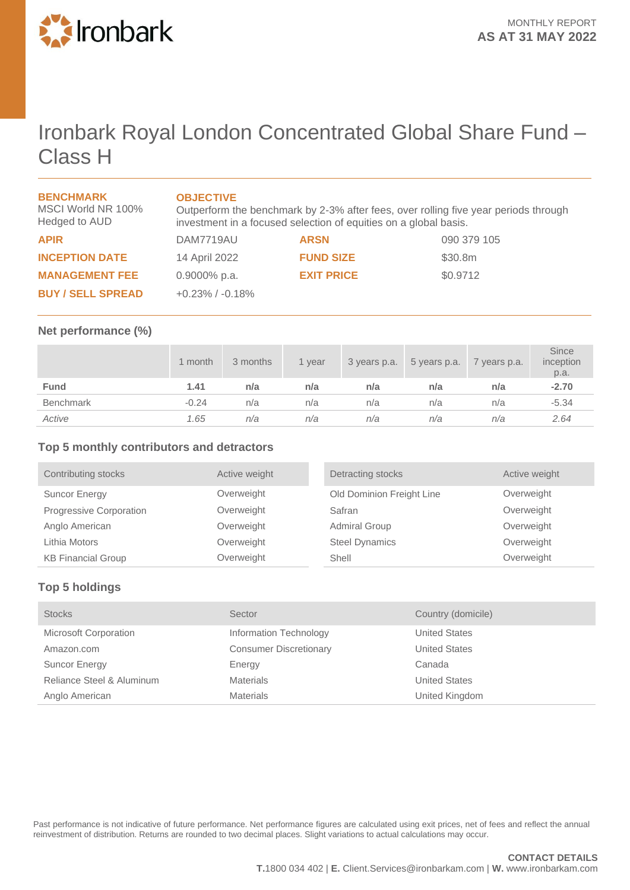MONTHLY REPORT
**AS AT 31 MAY 2022**

# Ironbark Royal London Concentrated Global Share Fund – Class H

**BENCHMARK**
MSCI World NR 100% Hedged to AUD

**OBJECTIVE**
Outperform the benchmark by 2-3% after fees, over rolling five year periods through investment in a focused selection of equities on a global basis.

| | | | |
|---|---|---|---|
| **APIR** | DAM7719AU | **ARSN** | 090 379 105 |
| **INCEPTION DATE** | 14 April 2022 | **FUND SIZE** | $30.8m |
| **MANAGEMENT FEE** | 0.9000% p.a. | **EXIT PRICE** | $0.9712 |
| **BUY / SELL SPREAD** | +0.23% / -0.18% | | |

## Net performance (%)

| | 1 month | 3 months | 1 year | 3 years p.a. | 5 years p.a. | 7 years p.a. | Since inception p.a. |
|---|---|---|---|---|---|---|---|
| **Fund** | **1.41** | **n/a** | **n/a** | **n/a** | **n/a** | **n/a** | **-2.70** |
| Benchmark | -0.24 | n/a | n/a | n/a | n/a | n/a | -5.34 |
| *Active* | *1.65* | *n/a* | *n/a* | *n/a* | *n/a* | *n/a* | *2.64* |

## Top 5 monthly contributors and detractors

| Contributing stocks | Active weight |
|---|---|
| Suncor Energy | Overweight |
| Progressive Corporation | Overweight |
| Anglo American | Overweight |
| Lithia Motors | Overweight |
| KB Financial Group | Overweight |

| Detracting stocks | Active weight |
|---|---|
| Old Dominion Freight Line | Overweight |
| Safran | Overweight |
| Admiral Group | Overweight |
| Steel Dynamics | Overweight |
| Shell | Overweight |

## Top 5 holdings

| Stocks | Sector | Country (domicile) |
|---|---|---|
| Microsoft Corporation | Information Technology | United States |
| Amazon.com | Consumer Discretionary | United States |
| Suncor Energy | Energy | Canada |
| Reliance Steel & Aluminum | Materials | United States |
| Anglo American | Materials | United Kingdom |

Past performance is not indicative of future performance. Net performance figures are calculated using exit prices, net of fees and reflect the annual reinvestment of distribution. Returns are rounded to two decimal places. Slight variations to actual calculations may occur.

**CONTACT DETAILS**
**T.**1800 034 402 | **E.** Client.Services@ironbarkam.com | **W.** www.ironbarkam.com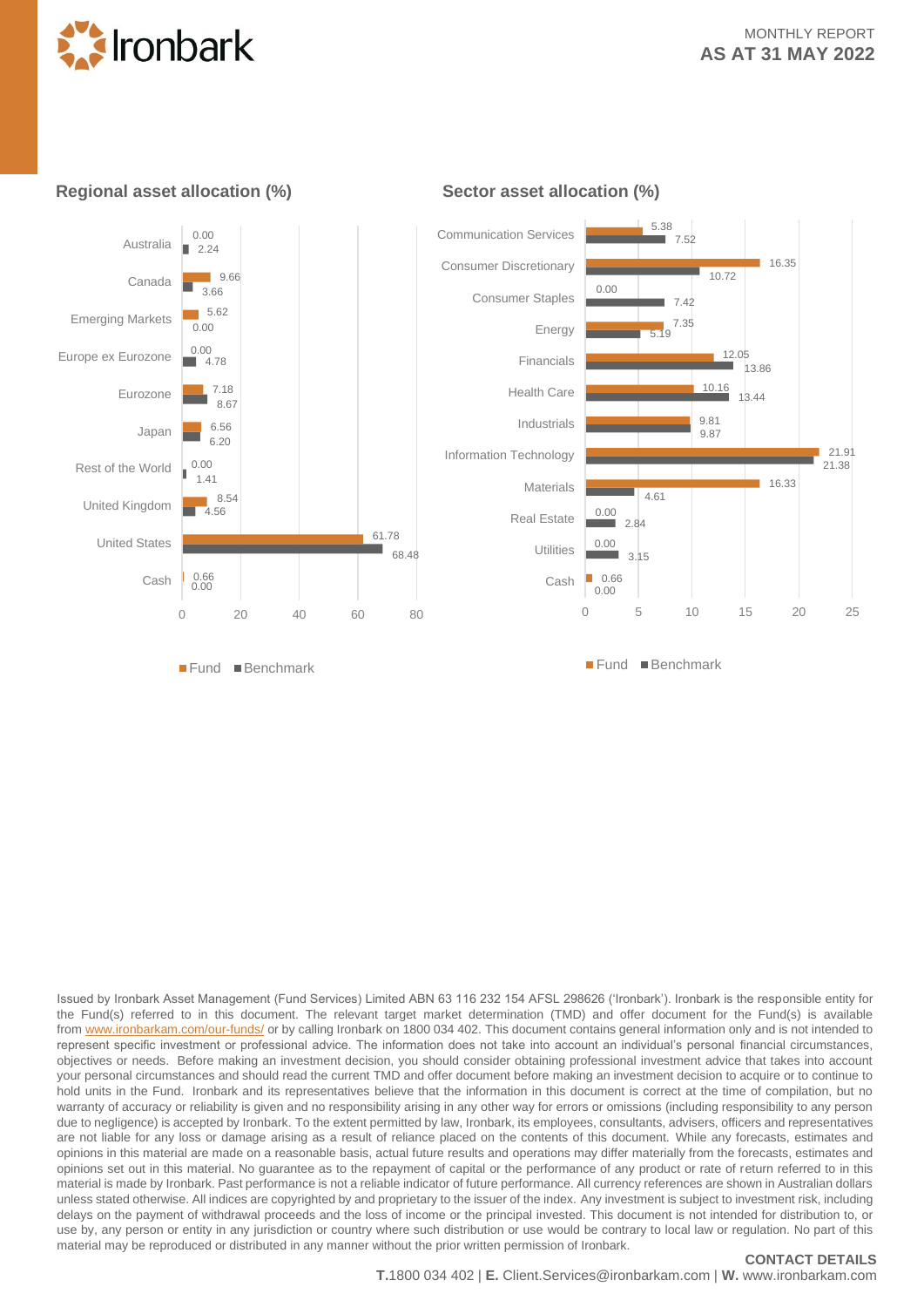## Regional asset allocation (%)

Australia 0.00 2.24
Canada 9.66 3.66
Emerging Markets 5.62 0.00
Europe ex Eurozone 0.00 4.78
Eurozone 7.18 8.67
Japan 6.56 6.20
Rest of the World 0.00 1.41
United Kingdom 8.54 4.56
United States 61.78 68.48
Cash 0.66 0.00

0 20 40 60 80

Fund Benchmark

## Sector asset allocation (%)

Communication Services 5.38 7.52
Consumer Discretionary 16.35 10.72
Consumer Staples 0.00 7.42
Energy 7.35 5.19
Financials 12.05 13.86
Health Care 10.16 13.44
Industrials 9.81 9.87
Information Technology 21.91 21.38
Materials 16.33 4.61
Real Estate 0.00 2.84
Utilities 0.00 3.15
Cash 0.66 0.00

0 5 10 15 20 25

Fund Benchmark

Issued by Ironbark Asset Management (Fund Services) Limited ABN 63 116 232 154 AFSL 298626 ('Ironbark'). Ironbark is the responsible entity for the Fund(s) referred to in this document. The relevant target market determination (TMD) and offer document for the Fund(s) is available from www.ironbarkam.com/our-funds/ or by calling Ironbark on 1800 034 402. This document contains general information only and is not intended to represent specific investment or professional advice. The information does not take into account an individual's personal financial circumstances, objectives or needs. Before making an investment decision, you should consider obtaining professional investment advice that takes into account your personal circumstances and should read the current TMD and offer document before making an investment decision to acquire or to continue to hold units in the Fund. Ironbark and its representatives believe that the information in this document is correct at the time of compilation, but no warranty of accuracy or reliability is given and no responsibility arising in any other way for errors or omissions (including responsibility to any person due to negligence) is accepted by Ironbark. To the extent permitted by law, Ironbark, its employees, consultants, advisers, officers and representatives are not liable for any loss or damage arising as a result of reliance placed on the contents of this document. While any forecasts, estimates and opinions in this material are made on a reasonable basis, actual future results and operations may differ materially from the forecasts, estimates and opinions set out in this material. No guarantee as to the repayment of capital or the performance of any product or rate of return referred to in this material is made by Ironbark. Past performance is not a reliable indicator of future performance. All currency references are shown in Australian dollars unless stated otherwise. All indices are copyrighted by and proprietary to the issuer of the index. Any investment is subject to investment risk, including delays on the payment of withdrawal proceeds and the loss of income or the principal invested. This document is not intended for distribution to, or use by, any person or entity in any jurisdiction or country where such distribution or use would be contrary to local law or regulation. No part of this material may be reproduced or distributed in any manner without the prior written permission of Ironbark.

**CONTACT DETAILS**

**T.** 1800 034 402 | **E.** Client.Services@ironbarkam.com | **W.** www.ironbarkam.com